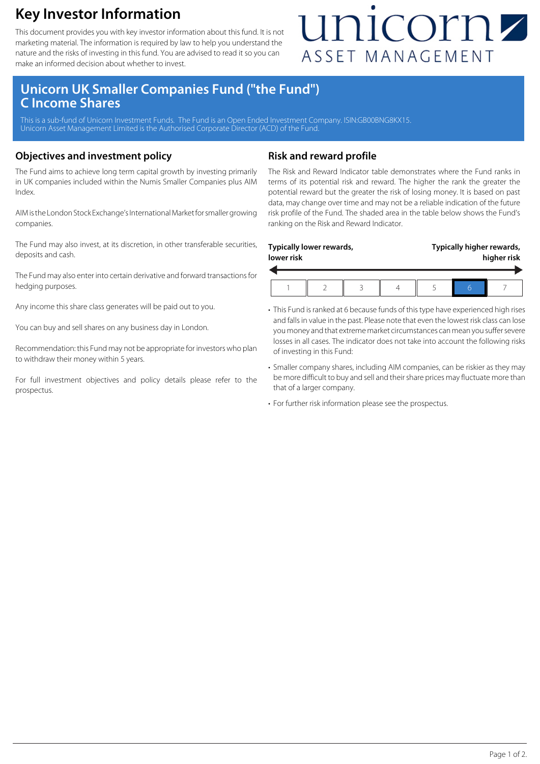# Key Investor Information

This document provides you with key investor information about this fund. It is not marketing material. The information is required by law to help you understand the nature and the risks of investing in this fund. You are advised to read it so you can make an informed decision about whether to invest.

unicorn ASSET MANAGEMENT

## Unicorn UK Smaller Companies Fund ("the Fund") C Income Shares

This is a sub-fund of Unicorn Investment Funds. The Fund is an Open Ended Investment Company. ISIN:GB00BNG8KX15.
Unicorn Asset Management Limited is the Authorised Corporate Director (ACD) of the Fund.

### Objectives and investment policy

The Fund aims to achieve long term capital growth by investing primarily in UK companies included within the Numis Smaller Companies plus AIM Index.

AIM is the London Stock Exchange's International Market for smaller growing companies.

The Fund may also invest, at its discretion, in other transferable securities, deposits and cash.

The Fund may also enter into certain derivative and forward transactions for hedging purposes.

Any income this share class generates will be paid out to you.

You can buy and sell shares on any business day in London.

Recommendation: this Fund may not be appropriate for investors who plan to withdraw their money within 5 years.

For full investment objectives and policy details please refer to the prospectus.

### Risk and reward profile

The Risk and Reward Indicator table demonstrates where the Fund ranks in terms of its potential risk and reward. The higher the rank the greater the potential reward but the greater the risk of losing money. It is based on past data, may change over time and may not be a reliable indication of the future risk profile of the Fund. The shaded area in the table below shows the Fund's ranking on the Risk and Reward Indicator.

**Typically lower rewards, lower risk** ←→ **Typically higher rewards, higher risk**

| 1 | 2 | 3 | 4 | 5 | **6** | 7 |
|---|---|---|---|---|---|---|

- This Fund is ranked at 6 because funds of this type have experienced high rises and falls in value in the past. Please note that even the lowest risk class can lose you money and that extreme market circumstances can mean you suffer severe losses in all cases. The indicator does not take into account the following risks of investing in this Fund:
- Smaller company shares, including AIM companies, can be riskier as they may be more difficult to buy and sell and their share prices may fluctuate more than that of a larger company.
- For further risk information please see the prospectus.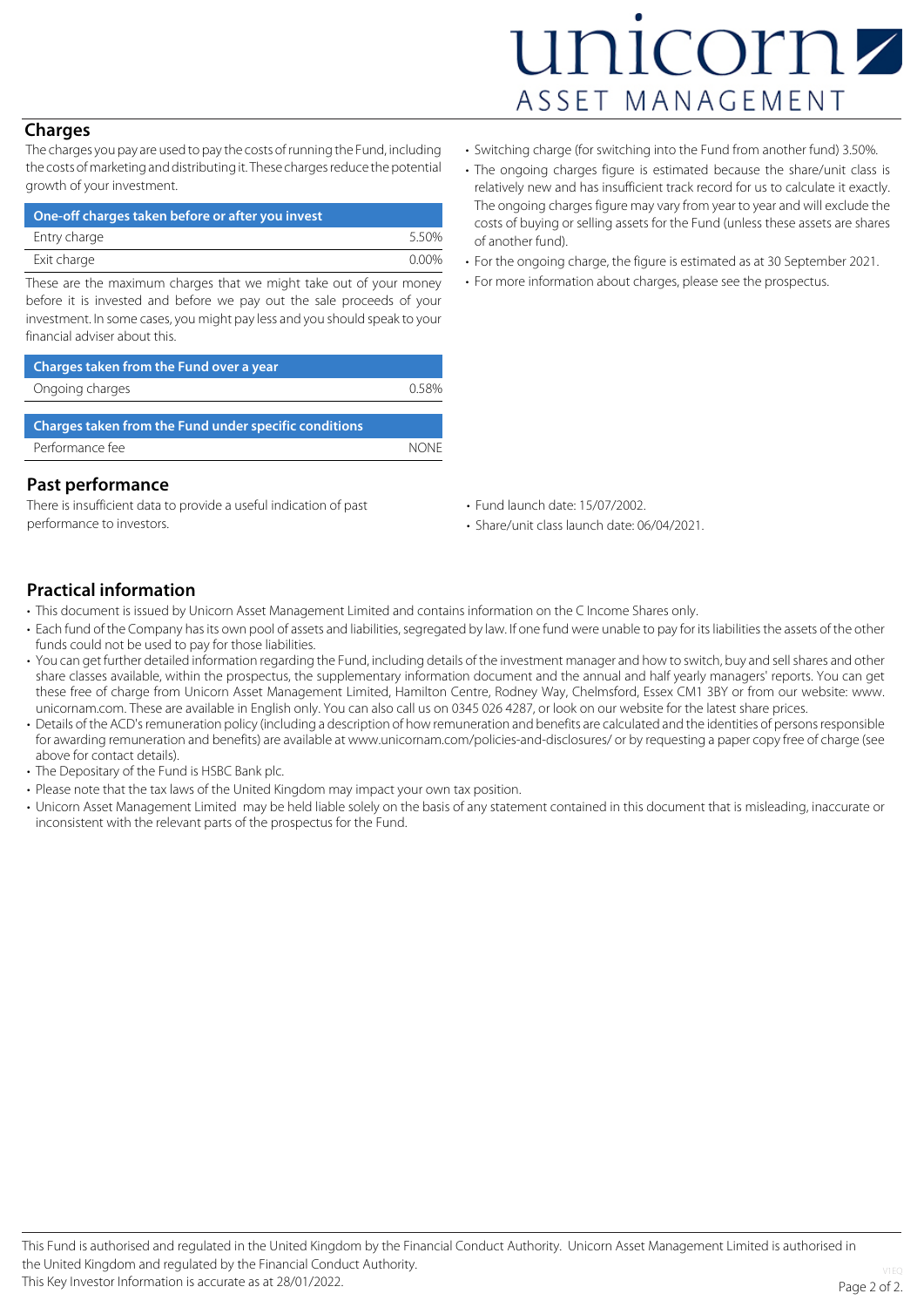## Charges

The charges you pay are used to pay the costs of running the Fund, including the costs of marketing and distributing it. These charges reduce the potential growth of your investment.

| One-off charges taken before or after you invest | |
|---|---|
| Entry charge | 5.50% |
| Exit charge | 0.00% |

These are the maximum charges that we might take out of your money before it is invested and before we pay out the sale proceeds of your investment. In some cases, you might pay less and you should speak to your financial adviser about this.

| Charges taken from the Fund over a year | |
|---|---|
| Ongoing charges | 0.58% |

| Charges taken from the Fund under specific conditions | |
|---|---|
| Performance fee | NONE |

- Switching charge (for switching into the Fund from another fund) 3.50%.
- The ongoing charges figure is estimated because the share/unit class is relatively new and has insufficient track record for us to calculate it exactly. The ongoing charges figure may vary from year to year and will exclude the costs of buying or selling assets for the Fund (unless these assets are shares of another fund).
- For the ongoing charge, the figure is estimated as at 30 September 2021.
- For more information about charges, please see the prospectus.

## Past performance

There is insufficient data to provide a useful indication of past performance to investors.

- Fund launch date: 15/07/2002.
- Share/unit class launch date: 06/04/2021.

## Practical information

- This document is issued by Unicorn Asset Management Limited and contains information on the C Income Shares only.
- Each fund of the Company has its own pool of assets and liabilities, segregated by law. If one fund were unable to pay for its liabilities the assets of the other funds could not be used to pay for those liabilities.
- You can get further detailed information regarding the Fund, including details of the investment manager and how to switch, buy and sell shares and other share classes available, within the prospectus, the supplementary information document and the annual and half yearly managers' reports. You can get these free of charge from Unicorn Asset Management Limited, Hamilton Centre, Rodney Way, Chelmsford, Essex CM1 3BY or from our website: www.unicornam.com. These are available in English only. You can also call us on 0345 026 4287, or look on our website for the latest share prices.
- Details of the ACD's remuneration policy (including a description of how remuneration and benefits are calculated and the identities of persons responsible for awarding remuneration and benefits) are available at www.unicornam.com/policies-and-disclosures/ or by requesting a paper copy free of charge (see above for contact details).
- The Depositary of the Fund is HSBC Bank plc.
- Please note that the tax laws of the United Kingdom may impact your own tax position.
- Unicorn Asset Management Limited may be held liable solely on the basis of any statement contained in this document that is misleading, inaccurate or inconsistent with the relevant parts of the prospectus for the Fund.

This Fund is authorised and regulated in the United Kingdom by the Financial Conduct Authority. Unicorn Asset Management Limited is authorised in the United Kingdom and regulated by the Financial Conduct Authority.
This Key Investor Information is accurate as at 28/01/2022.